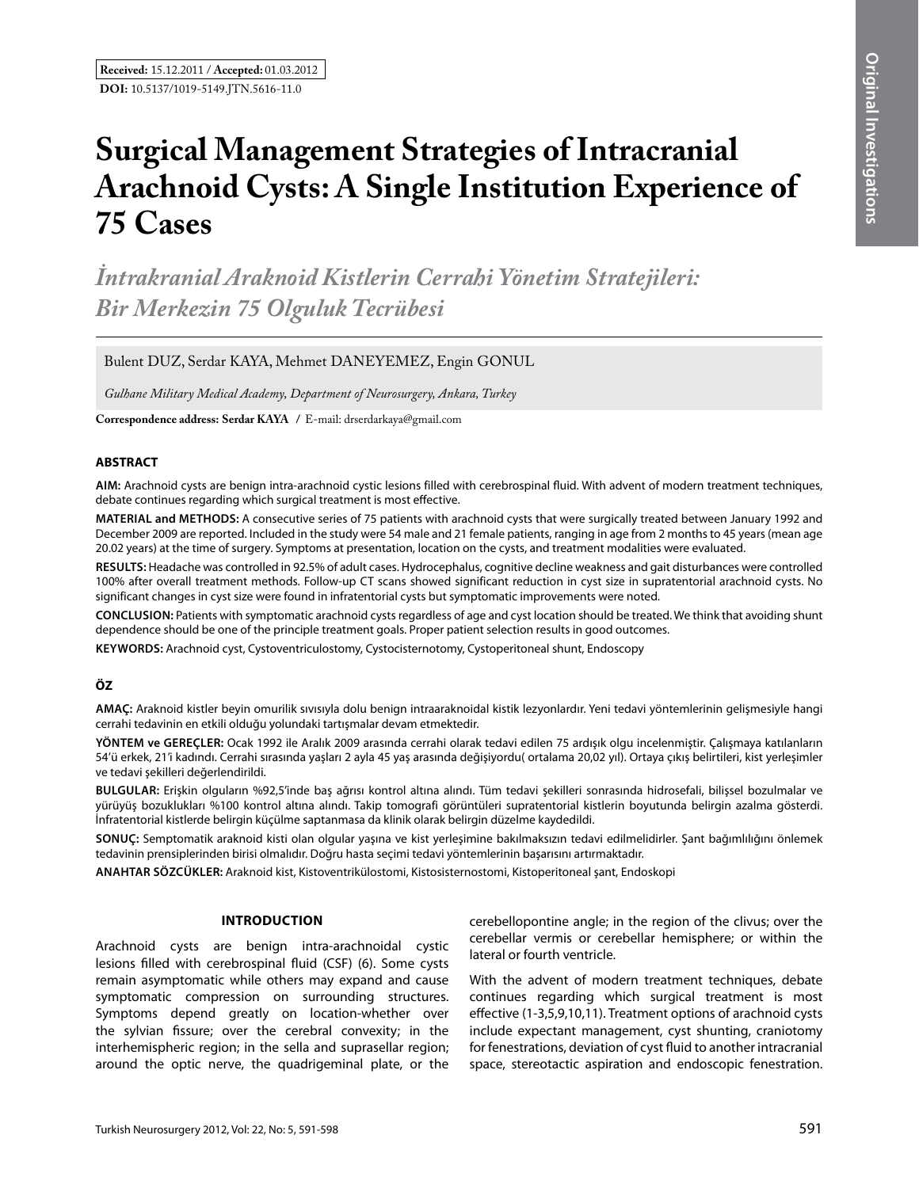**Received:** 15.12.2011 / **Accepted:** 01.03.2012

**DOI:** 10.5137/1019-5149.JTN.5616-11.0

# Surgical Management Strategies of Intracranial Arachnoid Cysts: A Single Institution Experience of 75 Cases

## *İntrakranial Araknoid Kistlerin Cerrahi Yönetim Stratejileri: Bir Merkezin 75 Olguluk Tecrübesi*

Bulent DUZ, Serdar KAYA, Mehmet DANEYEMEZ, Engin GONUL

*Gulhane Military Medical Academy, Department of Neurosurgery, Ankara, Turkey*

**Correspondence address: Serdar KAYA /** E-mail: drserdarkaya@gmail.com

### ABSTRACT

**AIM:** Arachnoid cysts are benign intra-arachnoid cystic lesions filled with cerebrospinal fluid. With advent of modern treatment techniques, debate continues regarding which surgical treatment is most effective.

**MATERIAL and METHODS:** A consecutive series of 75 patients with arachnoid cysts that were surgically treated between January 1992 and December 2009 are reported. Included in the study were 54 male and 21 female patients, ranging in age from 2 months to 45 years (mean age 20.02 years) at the time of surgery. Symptoms at presentation, location on the cysts, and treatment modalities were evaluated.

**RESULTS:** Headache was controlled in 92.5% of adult cases. Hydrocephalus, cognitive decline weakness and gait disturbances were controlled 100% after overall treatment methods. Follow-up CT scans showed significant reduction in cyst size in supratentorial arachnoid cysts. No significant changes in cyst size were found in infratentorial cysts but symptomatic improvements were noted.

**CONCLUSION:** Patients with symptomatic arachnoid cysts regardless of age and cyst location should be treated. We think that avoiding shunt dependence should be one of the principle treatment goals. Proper patient selection results in good outcomes.

**KEYWORDS:** Arachnoid cyst, Cystoventriculostomy, Cystocisternotomy, Cystoperitoneal shunt, Endoscopy

### ÖZ

**AMAÇ:** Araknoid kistler beyin omurilik sıvısıyla dolu benign intraaraknoidal kistik lezyonlardır. Yeni tedavi yöntemlerinin gelişmesiyle hangi cerrahi tedavinin en etkili olduğu yolundaki tartışmalar devam etmektedir.

**YÖNTEM ve GEREÇLER:** Ocak 1992 ile Aralık 2009 arasında cerrahi olarak tedavi edilen 75 ardışık olgu incelenmiştir. Çalışmaya katılanların 54'ü erkek, 21'i kadındı. Cerrahi sırasında yaşları 2 ayla 45 yaş arasında değişiyordu( ortalama 20,02 yıl). Ortaya çıkış belirtileri, kist yerleşimler ve tedavi şekilleri değerlendirildi.

**BULGULAR:** Erişkin olguların %92,5'inde baş ağrısı kontrol altına alındı. Tüm tedavi şekilleri sonrasında hidrosefali, bilişsel bozulmalar ve yürüyüş bozuklukları %100 kontrol altına alındı. Takip tomografi görüntüleri supratentorial kistlerin boyutunda belirgin azalma gösterdi. İnfratentorial kistlerde belirgin küçülme saptanmasa da klinik olarak belirgin düzelme kaydedildi.

**SONUÇ:** Semptomatik araknoid kisti olan olgular yaşına ve kist yerleşimine bakılmaksızın tedavi edilmelidirler. Şant bağımlılığını önlemek tedavinin prensiplerinden birisi olmalıdır. Doğru hasta seçimi tedavi yöntemlerinin başarısını artırmaktadır.

**ANAHTAR SÖZCÜKLER:** Araknoid kist, Kistoventrikülostomi, Kistosisternostomi, Kistoperitoneal şant, Endoskopi

### INTRODUCTION

Arachnoid cysts are benign intra-arachnoidal cystic lesions filled with cerebrospinal fluid (CSF) (6). Some cysts remain asymptomatic while others may expand and cause symptomatic compression on surrounding structures. Symptoms depend greatly on location-whether over the sylvian fissure; over the cerebral convexity; in the interhemispheric region; in the sella and suprasellar region; around the optic nerve, the quadrigeminal plate, or the cerebellopontine angle; in the region of the clivus; over the cerebellar vermis or cerebellar hemisphere; or within the lateral or fourth ventricle.

With the advent of modern treatment techniques, debate continues regarding which surgical treatment is most effective (1-3,5,9,10,11). Treatment options of arachnoid cysts include expectant management, cyst shunting, craniotomy for fenestrations, deviation of cyst fluid to another intracranial space, stereotactic aspiration and endoscopic fenestration.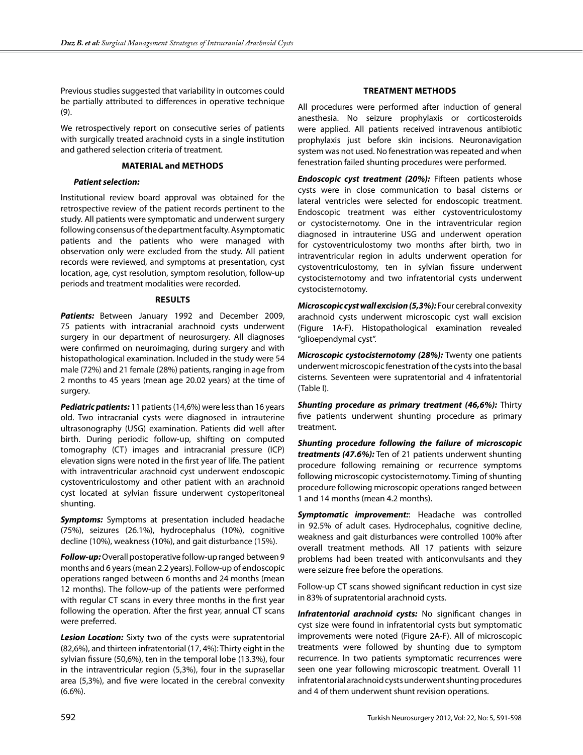Previous studies suggested that variability in outcomes could be partially attributed to differences in operative technique (9).

We retrospectively report on consecutive series of patients with surgically treated arachnoid cysts in a single institution and gathered selection criteria of treatment.

## MATERIAL and METHODS

***Patient selection:***

Institutional review board approval was obtained for the retrospective review of the patient records pertinent to the study. All patients were symptomatic and underwent surgery following consensus of the department faculty. Asymptomatic patients and the patients who were managed with observation only were excluded from the study. All patient records were reviewed, and symptoms at presentation, cyst location, age, cyst resolution, symptom resolution, follow-up periods and treatment modalities were recorded.

## RESULTS

***Patients:*** Between January 1992 and December 2009, 75 patients with intracranial arachnoid cysts underwent surgery in our department of neurosurgery. All diagnoses were confirmed on neuroimaging, during surgery and with histopathological examination. Included in the study were 54 male (72%) and 21 female (28%) patients, ranging in age from 2 months to 45 years (mean age 20.02 years) at the time of surgery.

***Pediatric patients:*** 11 patients (14,6%) were less than 16 years old. Two intracranial cysts were diagnosed in intrauterine ultrasonography (USG) examination. Patients did well after birth. During periodic follow-up, shifting on computed tomography (CT) images and intracranial pressure (ICP) elevation signs were noted in the first year of life. The patient with intraventricular arachnoid cyst underwent endoscopic cystoventriculostomy and other patient with an arachnoid cyst located at sylvian fissure underwent cystoperitoneal shunting.

***Symptoms:*** Symptoms at presentation included headache (75%), seizures (26.1%), hydrocephalus (10%), cognitive decline (10%), weakness (10%), and gait disturbance (15%).

***Follow-up:*** Overall postoperative follow-up ranged between 9 months and 6 years (mean 2.2 years). Follow-up of endoscopic operations ranged between 6 months and 24 months (mean 12 months). The follow-up of the patients were performed with regular CT scans in every three months in the first year following the operation. After the first year, annual CT scans were preferred.

***Lesion Location:*** Sixty two of the cysts were supratentorial (82,6%), and thirteen infratentorial (17, 4%): Thirty eight in the sylvian fissure (50,6%), ten in the temporal lobe (13.3%), four in the intraventricular region (5,3%), four in the suprasellar area (5,3%), and five were located in the cerebral convexity (6.6%).

## TREATMENT METHODS

All procedures were performed after induction of general anesthesia. No seizure prophylaxis or corticosteroids were applied. All patients received intravenous antibiotic prophylaxis just before skin incisions. Neuronavigation system was not used. No fenestration was repeated and when fenestration failed shunting procedures were performed.

***Endoscopic cyst treatment (20%):*** Fifteen patients whose cysts were in close communication to basal cisterns or lateral ventricles were selected for endoscopic treatment. Endoscopic treatment was either cystoventriculostomy or cystocisternotomy. One in the intraventricular region diagnosed in intrauterine USG and underwent operation for cystoventriculostomy two months after birth, two in intraventricular region in adults underwent operation for cystoventriculostomy, ten in sylvian fissure underwent cystocisternotomy and two infratentorial cysts underwent cystocisternotomy.

***Microscopic cyst wall excision (5,3%):*** Four cerebral convexity arachnoid cysts underwent microscopic cyst wall excision (Figure 1A-F). Histopathological examination revealed "glioependymal cyst".

***Microscopic cystocisternotomy (28%):*** Twenty one patients underwent microscopic fenestration of the cysts into the basal cisterns. Seventeen were supratentorial and 4 infratentorial (Table I).

***Shunting procedure as primary treatment (46,6%):*** Thirty five patients underwent shunting procedure as primary treatment.

***Shunting procedure following the failure of microscopic treatments (47.6%):*** Ten of 21 patients underwent shunting procedure following remaining or recurrence symptoms following microscopic cystocisternotomy. Timing of shunting procedure following microscopic operations ranged between 1 and 14 months (mean 4.2 months).

***Symptomatic improvement:***: Headache was controlled in 92.5% of adult cases. Hydrocephalus, cognitive decline, weakness and gait disturbances were controlled 100% after overall treatment methods. All 17 patients with seizure problems had been treated with anticonvulsants and they were seizure free before the operations.

Follow-up CT scans showed significant reduction in cyst size in 83% of supratentorial arachnoid cysts.

***Infratentorial arachnoid cysts:*** No significant changes in cyst size were found in infratentorial cysts but symptomatic improvements were noted (Figure 2A-F). All of microscopic treatments were followed by shunting due to symptom recurrence. In two patients symptomatic recurrences were seen one year following microscopic treatment. Overall 11 infratentorial arachnoid cysts underwent shunting procedures and 4 of them underwent shunt revision operations.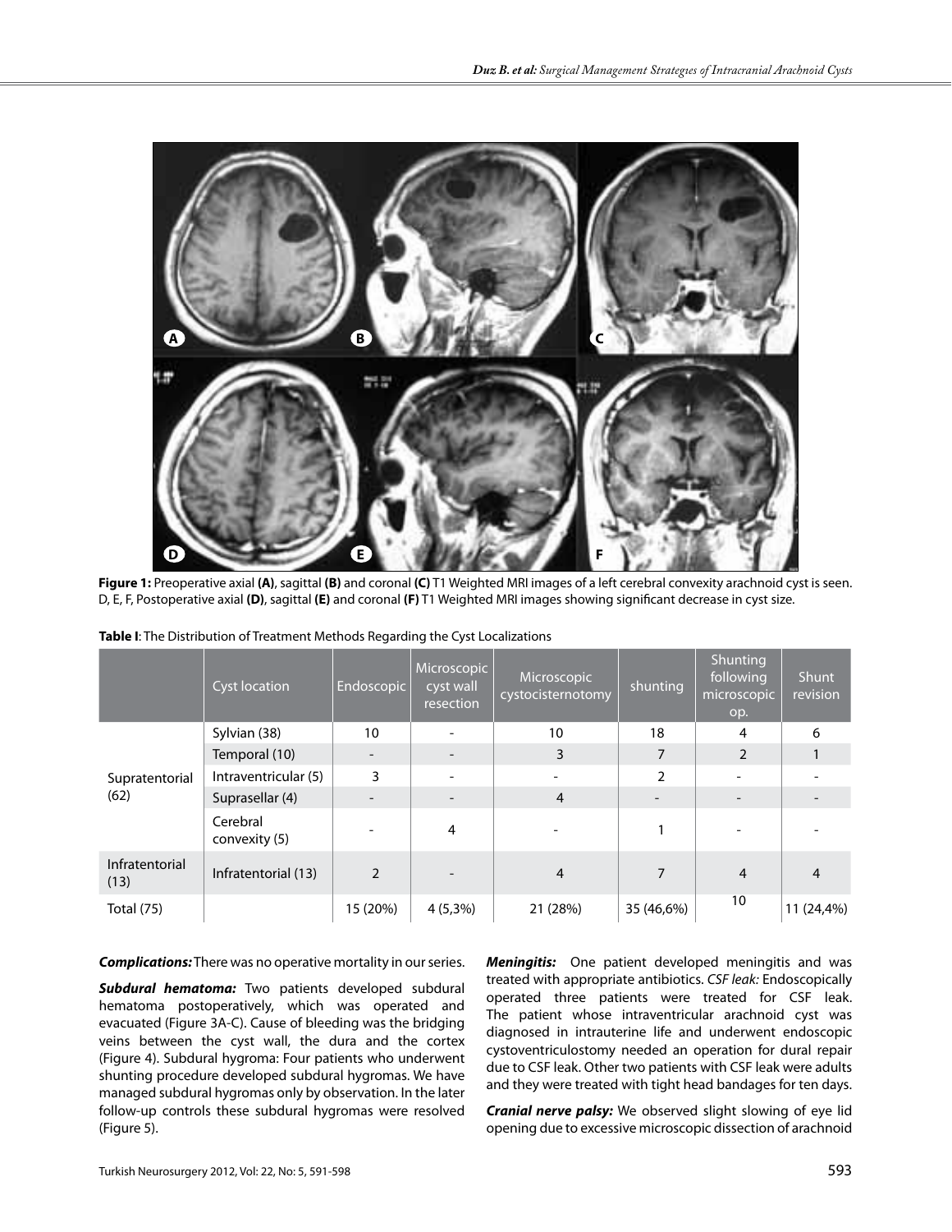**Figure 1:** Preoperative axial **(A)**, sagittal **(B)** and coronal **(C)** T1 Weighted MRI images of a left cerebral convexity arachnoid cyst is seen. D, E, F, Postoperative axial **(D)**, sagittal **(E)** and coronal **(F)** T1 Weighted MRI images showing significant decrease in cyst size.

**Table I**: The Distribution of Treatment Methods Regarding the Cyst Localizations

| | Cyst location | Endoscopic | Microscopic cyst wall resection | Microscopic cystocisternotomy | shunting | Shunting following microscopic op. | Shunt revision |
|---|---|---|---|---|---|---|---|
| Supratentorial (62) | Sylvian (38) | 10 | - | 10 | 18 | 4 | 6 |
| | Temporal (10) | - | - | 3 | 7 | 2 | 1 |
| | Intraventricular (5) | 3 | - | - | 2 | - | - |
| | Suprasellar (4) | - | - | 4 | - | - | - |
| | Cerebral convexity (5) | - | 4 | - | 1 | - | - |
| Infratentorial (13) | Infratentorial (13) | 2 | - | 4 | 7 | 4 | 4 |
| Total (75) | | 15 (20%) | 4 (5,3%) | 21 (28%) | 35 (46,6%) | 10 | 11 (24,4%) |

***Complications:*** There was no operative mortality in our series.

***Subdural hematoma:*** Two patients developed subdural hematoma postoperatively, which was operated and evacuated (Figure 3A-C). Cause of bleeding was the bridging veins between the cyst wall, the dura and the cortex (Figure 4). Subdural hygroma: Four patients who underwent shunting procedure developed subdural hygromas. We have managed subdural hygromas only by observation. In the later follow-up controls these subdural hygromas were resolved (Figure 5).

***Meningitis:*** One patient developed meningitis and was treated with appropriate antibiotics. *CSF leak:* Endoscopically operated three patients were treated for CSF leak. The patient whose intraventricular arachnoid cyst was diagnosed in intrauterine life and underwent endoscopic cystoventriculostomy needed an operation for dural repair due to CSF leak. Other two patients with CSF leak were adults and they were treated with tight head bandages for ten days.

***Cranial nerve palsy:*** We observed slight slowing of eye lid opening due to excessive microscopic dissection of arachnoid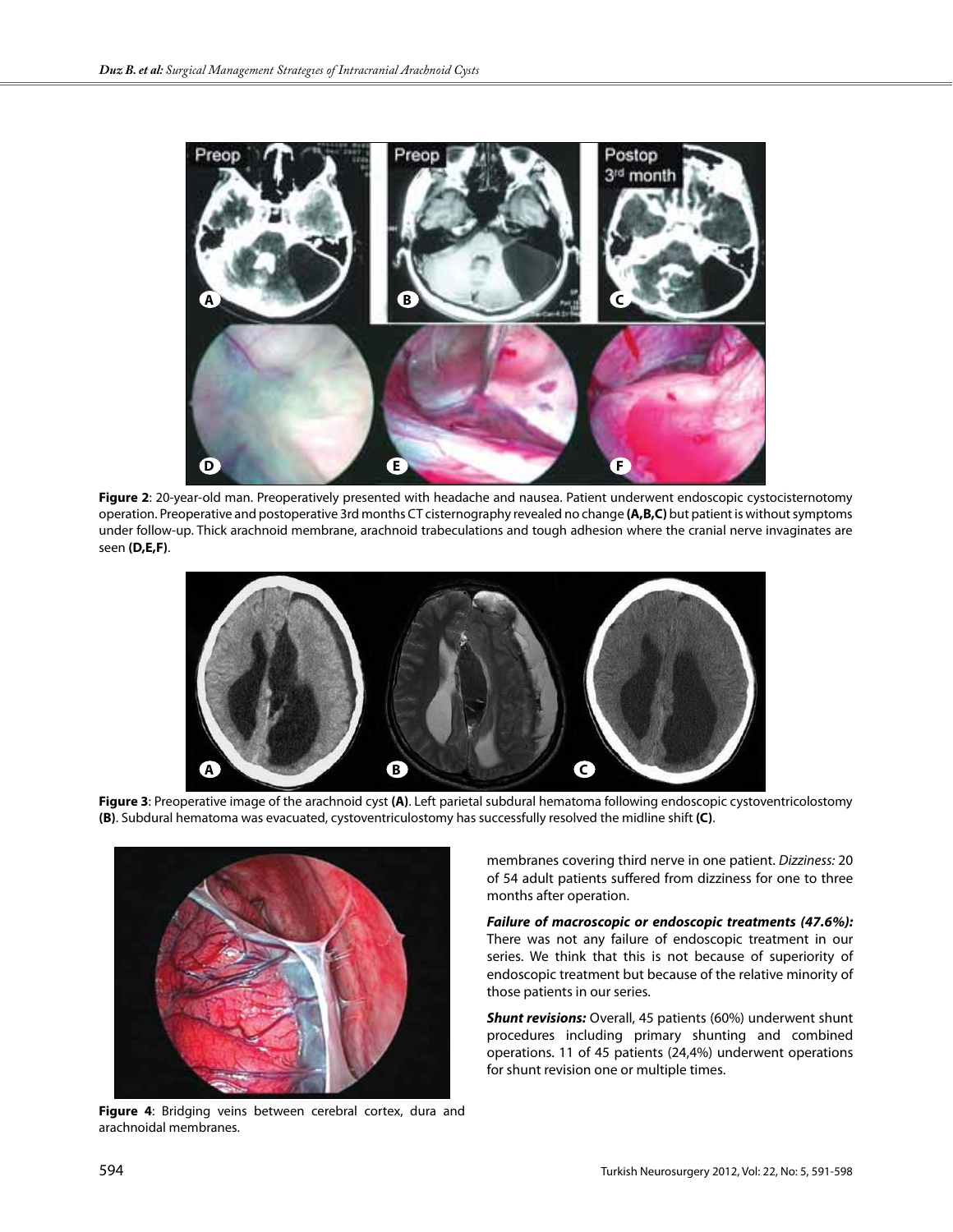**Figure 2**: 20-year-old man. Preoperatively presented with headache and nausea. Patient underwent endoscopic cystocisternotomy operation. Preoperative and postoperative 3rd months CT cisternography revealed no change **(A,B,C)** but patient is without symptoms under follow-up. Thick arachnoid membrane, arachnoid trabeculations and tough adhesion where the cranial nerve invaginates are seen **(D,E,F)**.

**Figure 3**: Preoperative image of the arachnoid cyst **(A)**. Left parietal subdural hematoma following endoscopic cystoventricolostomy **(B)**. Subdural hematoma was evacuated, cystoventriculostomy has successfully resolved the midline shift **(C)**.

**Figure 4**: Bridging veins between cerebral cortex, dura and arachnoidal membranes.

membranes covering third nerve in one patient. *Dizziness:* 20 of 54 adult patients suffered from dizziness for one to three months after operation.

***Failure of macroscopic or endoscopic treatments (47.6%):*** There was not any failure of endoscopic treatment in our series. We think that this is not because of superiority of endoscopic treatment but because of the relative minority of those patients in our series.

***Shunt revisions:*** Overall, 45 patients (60%) underwent shunt procedures including primary shunting and combined operations. 11 of 45 patients (24,4%) underwent operations for shunt revision one or multiple times.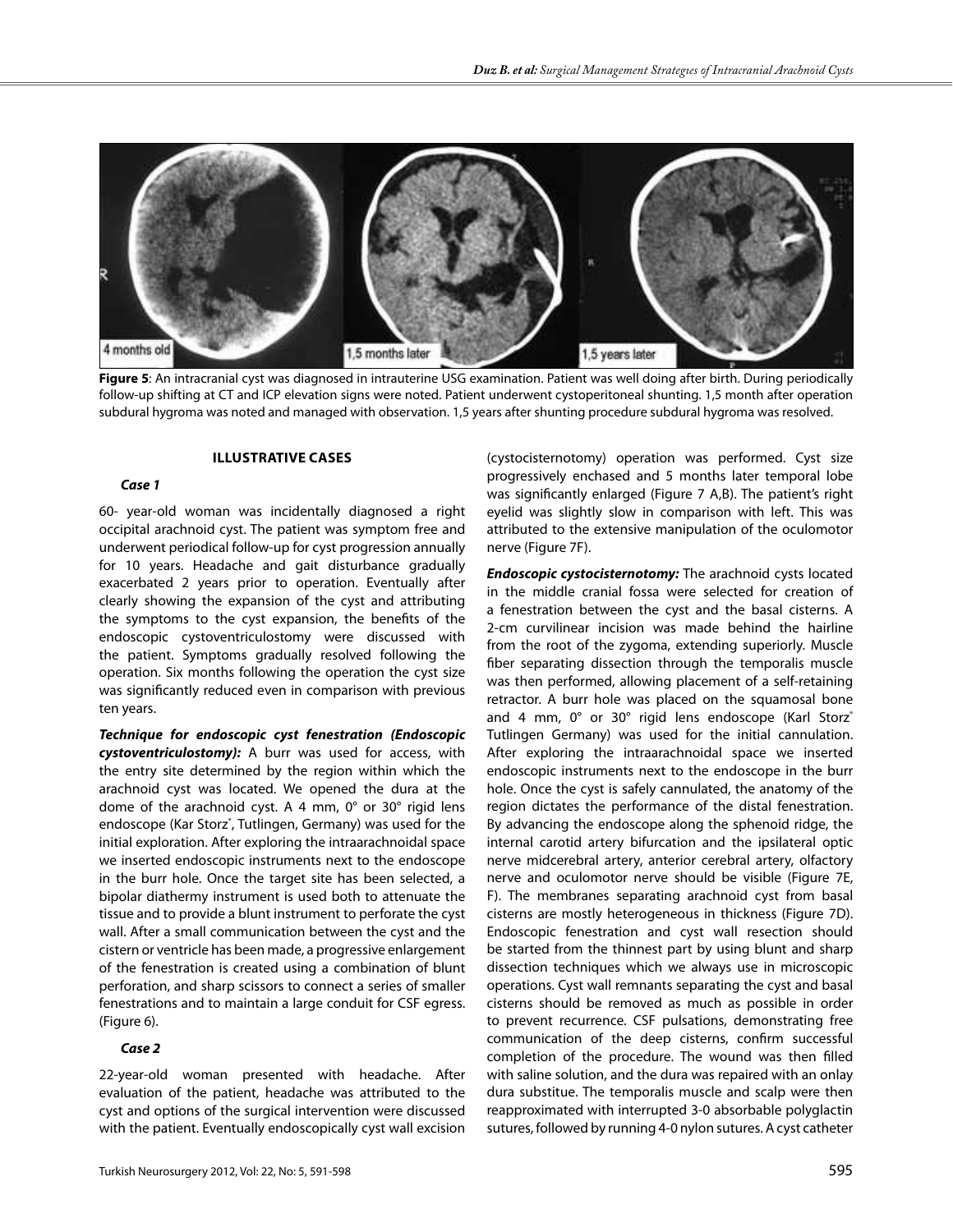4 months old

1,5 months later

1,5 years later

**Figure 5**: An intracranial cyst was diagnosed in intrauterine USG examination. Patient was well doing after birth. During periodically follow-up shifting at CT and ICP elevation signs were noted. Patient underwent cystoperitoneal shunting. 1,5 month after operation subdural hygroma was noted and managed with observation. 1,5 years after shunting procedure subdural hygroma was resolved.

## ILLUSTRATIVE CASES

### *Case 1*

60- year-old woman was incidentally diagnosed a right occipital arachnoid cyst. The patient was symptom free and underwent periodical follow-up for cyst progression annually for 10 years. Headache and gait disturbance gradually exacerbated 2 years prior to operation. Eventually after clearly showing the expansion of the cyst and attributing the symptoms to the cyst expansion, the benefits of the endoscopic cystoventriculostomy were discussed with the patient. Symptoms gradually resolved following the operation. Six months following the operation the cyst size was significantly reduced even in comparison with previous ten years.

***Technique for endoscopic cyst fenestration (Endoscopic cystoventriculostomy):*** A burr was used for access, with the entry site determined by the region within which the arachnoid cyst was located. We opened the dura at the dome of the arachnoid cyst. A 4 mm, 0° or 30° rigid lens endoscope (Kar Storz®, Tutlingen, Germany) was used for the initial exploration. After exploring the intraarachnoidal space we inserted endoscopic instruments next to the endoscope in the burr hole. Once the target site has been selected, a bipolar diathermy instrument is used both to attenuate the tissue and to provide a blunt instrument to perforate the cyst wall. After a small communication between the cyst and the cistern or ventricle has been made, a progressive enlargement of the fenestration is created using a combination of blunt perforation, and sharp scissors to connect a series of smaller fenestrations and to maintain a large conduit for CSF egress. (Figure 6).

### *Case 2*

22-year-old woman presented with headache. After evaluation of the patient, headache was attributed to the cyst and options of the surgical intervention were discussed with the patient. Eventually endoscopically cyst wall excision (cystocisternotomy) operation was performed. Cyst size progressively enchased and 5 months later temporal lobe was significantly enlarged (Figure 7 A,B). The patient's right eyelid was slightly slow in comparison with left. This was attributed to the extensive manipulation of the oculomotor nerve (Figure 7F).

***Endoscopic cystocisternotomy:*** The arachnoid cysts located in the middle cranial fossa were selected for creation of a fenestration between the cyst and the basal cisterns. A 2-cm curvilinear incision was made behind the hairline from the root of the zygoma, extending superiorly. Muscle fiber separating dissection through the temporalis muscle was then performed, allowing placement of a self-retaining retractor. A burr hole was placed on the squamosal bone and 4 mm, 0° or 30° rigid lens endoscope (Karl Storz® Tutlingen Germany) was used for the initial cannulation. After exploring the intraarachnoidal space we inserted endoscopic instruments next to the endoscope in the burr hole. Once the cyst is safely cannulated, the anatomy of the region dictates the performance of the distal fenestration. By advancing the endoscope along the sphenoid ridge, the internal carotid artery bifurcation and the ipsilateral optic nerve midcerebral artery, anterior cerebral artery, olfactory nerve and oculomotor nerve should be visible (Figure 7E, F). The membranes separating arachnoid cyst from basal cisterns are mostly heterogeneous in thickness (Figure 7D). Endoscopic fenestration and cyst wall resection should be started from the thinnest part by using blunt and sharp dissection techniques which we always use in microscopic operations. Cyst wall remnants separating the cyst and basal cisterns should be removed as much as possible in order to prevent recurrence. CSF pulsations, demonstrating free communication of the deep cisterns, confirm successful completion of the procedure. The wound was then filled with saline solution, and the dura was repaired with an onlay dura substitue. The temporalis muscle and scalp were then reapproximated with interrupted 3-0 absorbable polyglactin sutures, followed by running 4-0 nylon sutures. A cyst catheter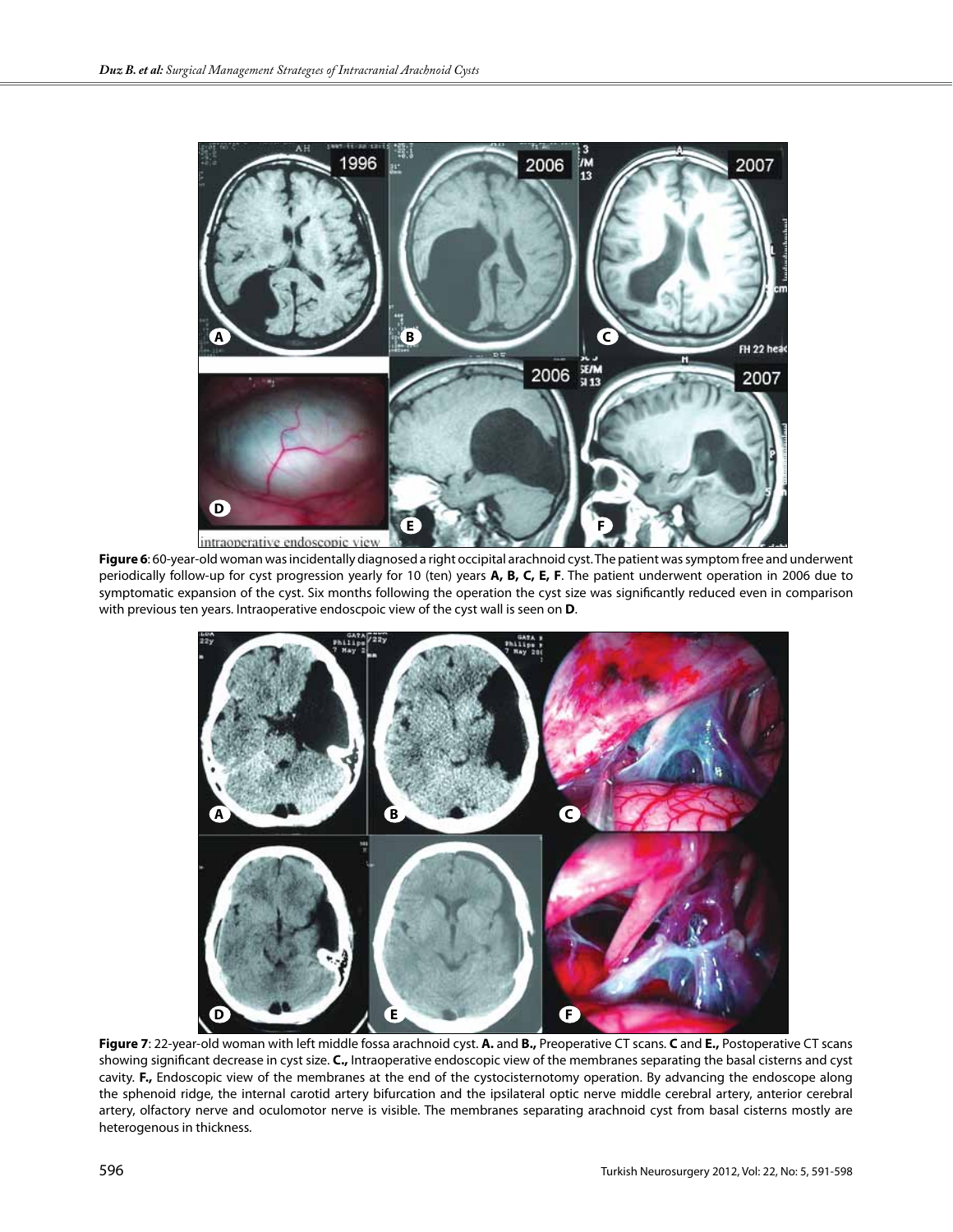**Figure 6**: 60-year-old woman was incidentally diagnosed a right occipital arachnoid cyst. The patient was symptom free and underwent periodically follow-up for cyst progression yearly for 10 (ten) years **A, B, C, E, F**. The patient underwent operation in 2006 due to symptomatic expansion of the cyst. Six months following the operation the cyst size was significantly reduced even in comparison with previous ten years. Intraoperative endoscpoic view of the cyst wall is seen on **D**.

**Figure 7**: 22-year-old woman with left middle fossa arachnoid cyst. **A.** and **B.,** Preoperative CT scans. **C** and **E.,** Postoperative CT scans showing significant decrease in cyst size. **C.,** Intraoperative endoscopic view of the membranes separating the basal cisterns and cyst cavity. **F.,** Endoscopic view of the membranes at the end of the cystocisternotomy operation. By advancing the endoscope along the sphenoid ridge, the internal carotid artery bifurcation and the ipsilateral optic nerve middle cerebral artery, anterior cerebral artery, olfactory nerve and oculomotor nerve is visible. The membranes separating arachnoid cyst from basal cisterns mostly are heterogenous in thickness.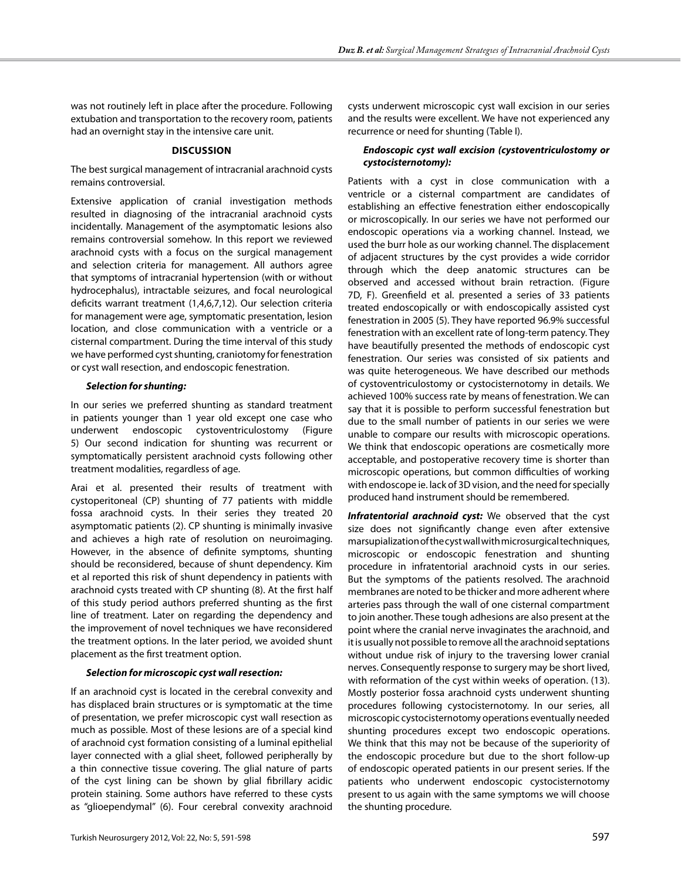was not routinely left in place after the procedure. Following extubation and transportation to the recovery room, patients had an overnight stay in the intensive care unit.

## DISCUSSION

The best surgical management of intracranial arachnoid cysts remains controversial.

Extensive application of cranial investigation methods resulted in diagnosing of the intracranial arachnoid cysts incidentally. Management of the asymptomatic lesions also remains controversial somehow. In this report we reviewed arachnoid cysts with a focus on the surgical management and selection criteria for management. All authors agree that symptoms of intracranial hypertension (with or without hydrocephalus), intractable seizures, and focal neurological deficits warrant treatment (1,4,6,7,12). Our selection criteria for management were age, symptomatic presentation, lesion location, and close communication with a ventricle or a cisternal compartment. During the time interval of this study we have performed cyst shunting, craniotomy for fenestration or cyst wall resection, and endoscopic fenestration.

### *Selection for shunting:*

In our series we preferred shunting as standard treatment in patients younger than 1 year old except one case who underwent endoscopic cystoventriculostomy (Figure 5) Our second indication for shunting was recurrent or symptomatically persistent arachnoid cysts following other treatment modalities, regardless of age.

Arai et al. presented their results of treatment with cystoperitoneal (CP) shunting of 77 patients with middle fossa arachnoid cysts. In their series they treated 20 asymptomatic patients (2). CP shunting is minimally invasive and achieves a high rate of resolution on neuroimaging. However, in the absence of definite symptoms, shunting should be reconsidered, because of shunt dependency. Kim et al reported this risk of shunt dependency in patients with arachnoid cysts treated with CP shunting (8). At the first half of this study period authors preferred shunting as the first line of treatment. Later on regarding the dependency and the improvement of novel techniques we have reconsidered the treatment options. In the later period, we avoided shunt placement as the first treatment option.

### *Selection for microscopic cyst wall resection:*

If an arachnoid cyst is located in the cerebral convexity and has displaced brain structures or is symptomatic at the time of presentation, we prefer microscopic cyst wall resection as much as possible. Most of these lesions are of a special kind of arachnoid cyst formation consisting of a luminal epithelial layer connected with a glial sheet, followed peripherally by a thin connective tissue covering. The glial nature of parts of the cyst lining can be shown by glial fibrillary acidic protein staining. Some authors have referred to these cysts as "glioependymal" (6). Four cerebral convexity arachnoid cysts underwent microscopic cyst wall excision in our series and the results were excellent. We have not experienced any recurrence or need for shunting (Table I).

### *Endoscopic cyst wall excision (cystoventriculostomy or cystocisternotomy):*

Patients with a cyst in close communication with a ventricle or a cisternal compartment are candidates of establishing an effective fenestration either endoscopically or microscopically. In our series we have not performed our endoscopic operations via a working channel. Instead, we used the burr hole as our working channel. The displacement of adjacent structures by the cyst provides a wide corridor through which the deep anatomic structures can be observed and accessed without brain retraction. (Figure 7D, F). Greenfield et al. presented a series of 33 patients treated endoscopically or with endoscopically assisted cyst fenestration in 2005 (5). They have reported 96.9% successful fenestration with an excellent rate of long-term patency. They have beautifully presented the methods of endoscopic cyst fenestration. Our series was consisted of six patients and was quite heterogeneous. We have described our methods of cystoventriculostomy or cystocisternotomy in details. We achieved 100% success rate by means of fenestration. We can say that it is possible to perform successful fenestration but due to the small number of patients in our series we were unable to compare our results with microscopic operations. We think that endoscopic operations are cosmetically more acceptable, and postoperative recovery time is shorter than microscopic operations, but common difficulties of working with endoscope ie. lack of 3D vision, and the need for specially produced hand instrument should be remembered.

***Infratentorial arachnoid cyst:*** We observed that the cyst size does not significantly change even after extensive marsupialization of the cyst wall with microsurgical techniques, microscopic or endoscopic fenestration and shunting procedure in infratentorial arachnoid cysts in our series. But the symptoms of the patients resolved. The arachnoid membranes are noted to be thicker and more adherent where arteries pass through the wall of one cisternal compartment to join another. These tough adhesions are also present at the point where the cranial nerve invaginates the arachnoid, and it is usually not possible to remove all the arachnoid septations without undue risk of injury to the traversing lower cranial nerves. Consequently response to surgery may be short lived, with reformation of the cyst within weeks of operation. (13). Mostly posterior fossa arachnoid cysts underwent shunting procedures following cystocisternotomy. In our series, all microscopic cystocisternotomy operations eventually needed shunting procedures except two endoscopic operations. We think that this may not be because of the superiority of the endoscopic procedure but due to the short follow-up of endoscopic operated patients in our present series. If the patients who underwent endoscopic cystocisternotomy present to us again with the same symptoms we will choose the shunting procedure.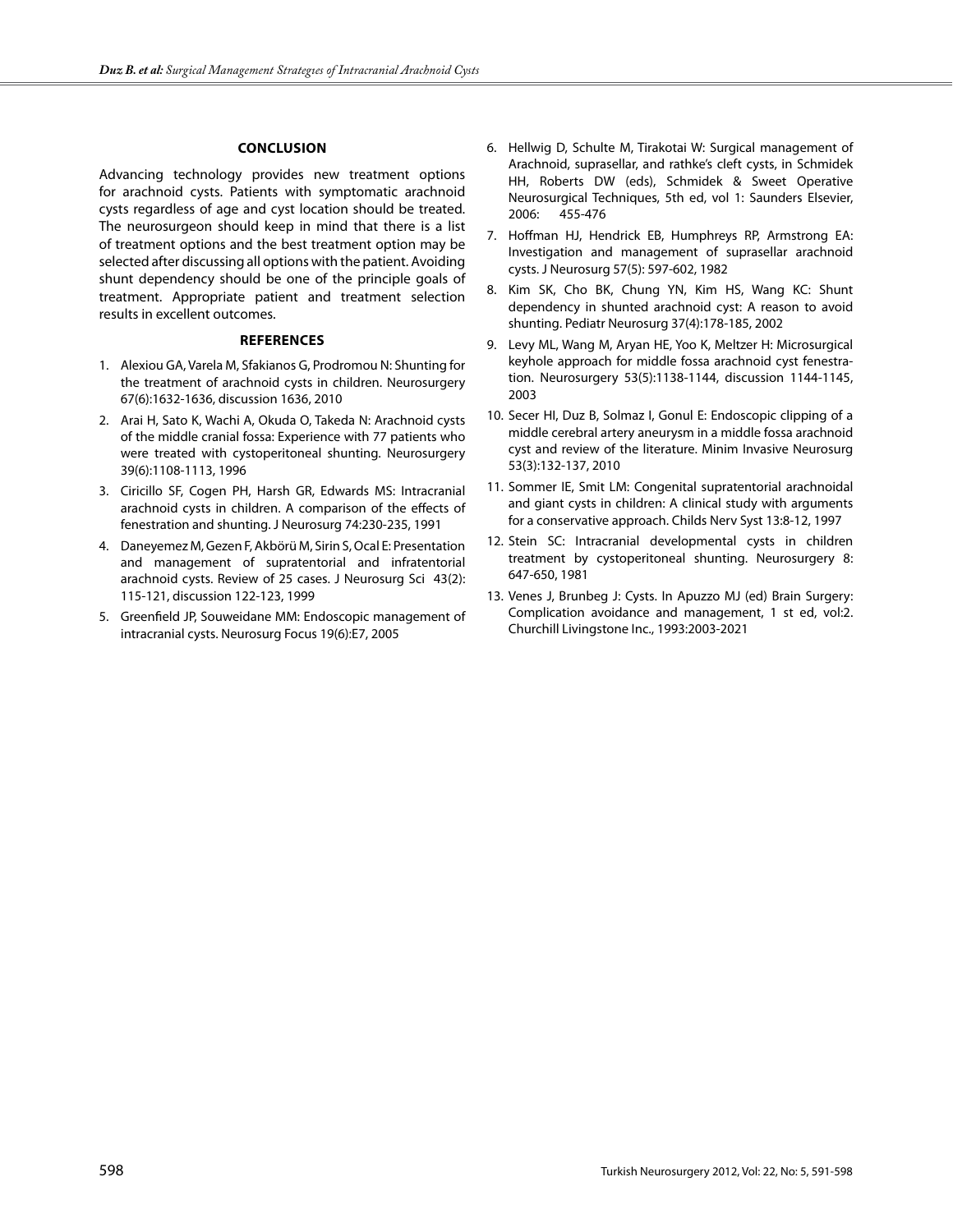## CONCLUSION

Advancing technology provides new treatment options for arachnoid cysts. Patients with symptomatic arachnoid cysts regardless of age and cyst location should be treated. The neurosurgeon should keep in mind that there is a list of treatment options and the best treatment option may be selected after discussing all options with the patient. Avoiding shunt dependency should be one of the principle goals of treatment. Appropriate patient and treatment selection results in excellent outcomes.

## REFERENCES

1. Alexiou GA, Varela M, Sfakianos G, Prodromou N: Shunting for the treatment of arachnoid cysts in children. Neurosurgery 67(6):1632-1636, discussion 1636, 2010
2. Arai H, Sato K, Wachi A, Okuda O, Takeda N: Arachnoid cysts of the middle cranial fossa: Experience with 77 patients who were treated with cystoperitoneal shunting. Neurosurgery 39(6):1108-1113, 1996
3. Ciricillo SF, Cogen PH, Harsh GR, Edwards MS: Intracranial arachnoid cysts in children. A comparison of the effects of fenestration and shunting. J Neurosurg 74:230-235, 1991
4. Daneyemez M, Gezen F, Akbörü M, Sirin S, Ocal E: Presentation and management of supratentorial and infratentorial arachnoid cysts. Review of 25 cases. J Neurosurg Sci 43(2): 115-121, discussion 122-123, 1999
5. Greenfield JP, Souweidane MM: Endoscopic management of intracranial cysts. Neurosurg Focus 19(6):E7, 2005
6. Hellwig D, Schulte M, Tirakotai W: Surgical management of Arachnoid, suprasellar, and rathke's cleft cysts, in Schmidek HH, Roberts DW (eds), Schmidek & Sweet Operative Neurosurgical Techniques, 5th ed, vol 1: Saunders Elsevier, 2006: 455-476
7. Hoffman HJ, Hendrick EB, Humphreys RP, Armstrong EA: Investigation and management of suprasellar arachnoid cysts. J Neurosurg 57(5): 597-602, 1982
8. Kim SK, Cho BK, Chung YN, Kim HS, Wang KC: Shunt dependency in shunted arachnoid cyst: A reason to avoid shunting. Pediatr Neurosurg 37(4):178-185, 2002
9. Levy ML, Wang M, Aryan HE, Yoo K, Meltzer H: Microsurgical keyhole approach for middle fossa arachnoid cyst fenestration. Neurosurgery 53(5):1138-1144, discussion 1144-1145, 2003
10. Secer HI, Duz B, Solmaz I, Gonul E: Endoscopic clipping of a middle cerebral artery aneurysm in a middle fossa arachnoid cyst and review of the literature. Minim Invasive Neurosurg 53(3):132-137, 2010
11. Sommer IE, Smit LM: Congenital supratentorial arachnoidal and giant cysts in children: A clinical study with arguments for a conservative approach. Childs Nerv Syst 13:8-12, 1997
12. Stein SC: Intracranial developmental cysts in children treatment by cystoperitoneal shunting. Neurosurgery 8: 647-650, 1981
13. Venes J, Brunbeg J: Cysts. In Apuzzo MJ (ed) Brain Surgery: Complication avoidance and management, 1 st ed, vol:2. Churchill Livingstone Inc., 1993:2003-2021